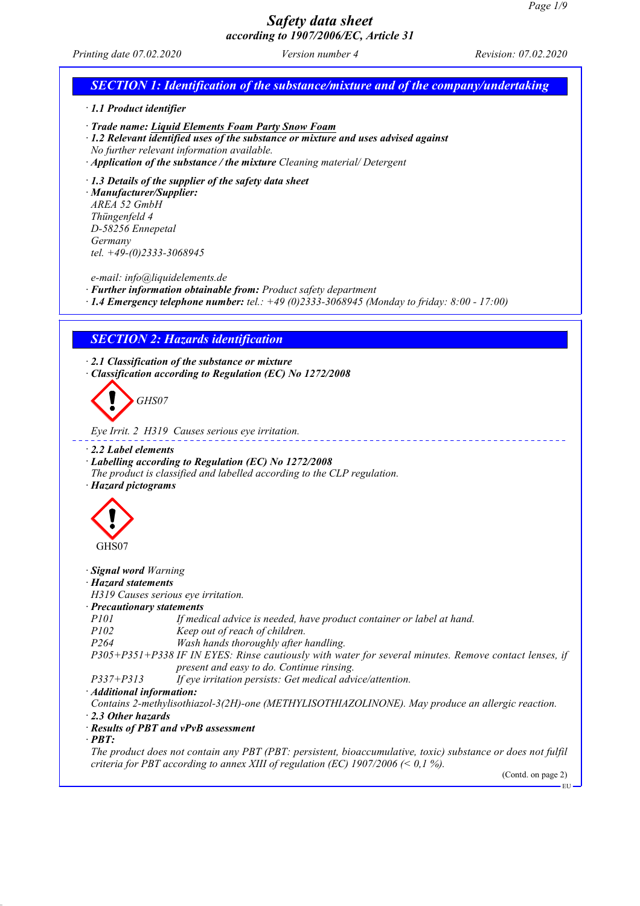# Safety data sheet
## according to 1907/2006/EC, Article 31

Printing date 07.02.2020 | Version number 4 | Revision: 07.02.2020

## SECTION 1: Identification of the substance/mixture and of the company/undertaking

· **1.1 Product identifier**

· **Trade name: Liquid Elements Foam Party Snow Foam**

· **1.2 Relevant identified uses of the substance or mixture and uses advised against**
No further relevant information available.

· **Application of the substance / the mixture** Cleaning material/ Detergent

· **1.3 Details of the supplier of the safety data sheet**

· **Manufacturer/Supplier:**
AREA 52 GmbH
Thüngenfeld 4
D-58256 Ennepetal
Germany
tel. +49-(0)2333-3068945

e-mail: info@liquidelements.de

· **Further information obtainable from:** Product safety department

· **1.4 Emergency telephone number:** tel.: +49 (0)2333-3068945 (Monday to friday: 8:00 - 17:00)

## SECTION 2: Hazards identification

· **2.1 Classification of the substance or mixture**

· **Classification according to Regulation (EC) No 1272/2008**

GHS07

Eye Irrit. 2 H319 Causes serious eye irritation.

· **2.2 Label elements**

· **Labelling according to Regulation (EC) No 1272/2008**
The product is classified and labelled according to the CLP regulation.

· **Hazard pictograms**

GHS07

· **Signal word** Warning

· **Hazard statements**
H319 Causes serious eye irritation.

· **Precautionary statements**

| | |
|---|---|
| P101 | If medical advice is needed, have product container or label at hand. |
| P102 | Keep out of reach of children. |
| P264 | Wash hands thoroughly after handling. |
| P305+P351+P338 | IF IN EYES: Rinse cautiously with water for several minutes. Remove contact lenses, if present and easy to do. Continue rinsing. |
| P337+P313 | If eye irritation persists: Get medical advice/attention. |

· **Additional information:**
Contains 2-methylisothiazol-3(2H)-one (METHYLISOTHIAZOLINONE). May produce an allergic reaction.

· **2.3 Other hazards**

· **Results of PBT and vPvB assessment**

· **PBT:**
The product does not contain any PBT (PBT: persistent, bioaccumulative, toxic) substance or does not fulfil criteria for PBT according to annex XIII of regulation (EC) 1907/2006 (< 0,1 %).

(Contd. on page 2)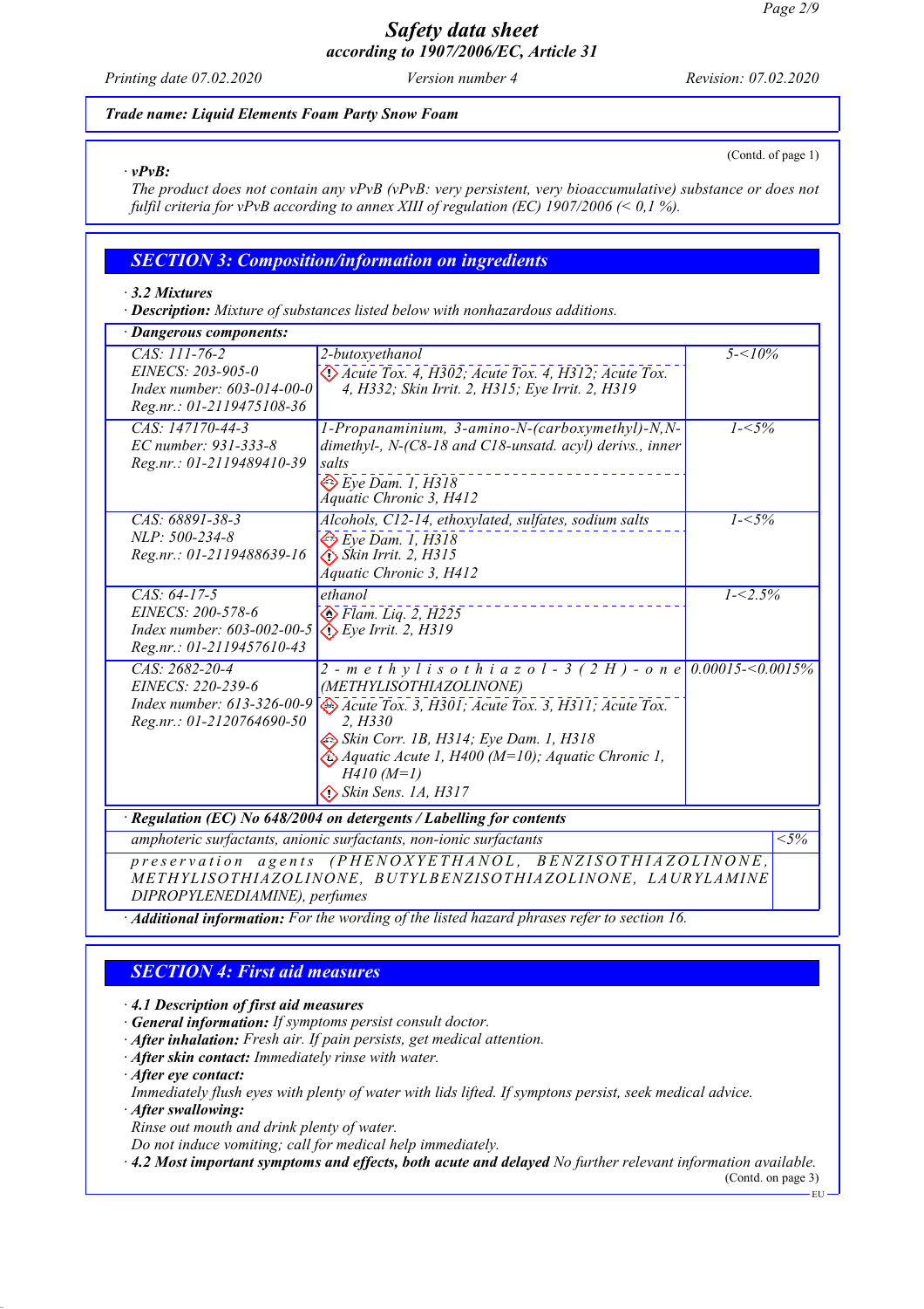**Safety data sheet**
**according to 1907/2006/EC, Article 31**

*Printing date 07.02.2020* *Version number 4* *Revision: 07.02.2020*

**Trade name: Liquid Elements Foam Party Snow Foam**

(Contd. of page 1)

· **vPvB:**
The product does not contain any vPvB (vPvB: very persistent, very bioaccumulative) substance or does not fulfil criteria for vPvB according to annex XIII of regulation (EC) 1907/2006 (< 0,1 %).

## SECTION 3: Composition/information on ingredients

· **3.2 Mixtures**
· **Description:** Mixture of substances listed below with nonhazardous additions.

· **Dangerous components:**

| | | |
|---|---|---|
| CAS: 111-76-2<br>EINECS: 203-905-0<br>Index number: 603-014-00-0<br>Reg.nr.: 01-2119475108-36 | 2-butoxyethanol<br>Acute Tox. 4, H302; Acute Tox. 4, H312; Acute Tox. 4, H332; Skin Irrit. 2, H315; Eye Irrit. 2, H319 | 5-<10% |
| CAS: 147170-44-3<br>EC number: 931-333-8<br>Reg.nr.: 01-2119489410-39 | 1-Propanaminium, 3-amino-N-(carboxymethyl)-N,N-dimethyl-, N-(C8-18 and C18-unsatd. acyl) derivs., inner salts<br>Eye Dam. 1, H318<br>Aquatic Chronic 3, H412 | 1-<5% |
| CAS: 68891-38-3<br>NLP: 500-234-8<br>Reg.nr.: 01-2119488639-16 | Alcohols, C12-14, ethoxylated, sulfates, sodium salts<br>Eye Dam. 1, H318<br>Skin Irrit. 2, H315<br>Aquatic Chronic 3, H412 | 1-<5% |
| CAS: 64-17-5<br>EINECS: 200-578-6<br>Index number: 603-002-00-5<br>Reg.nr.: 01-2119457610-43 | ethanol<br>Flam. Liq. 2, H225<br>Eye Irrit. 2, H319 | 1-<2.5% |
| CAS: 2682-20-4<br>EINECS: 220-239-6<br>Index number: 613-326-00-9<br>Reg.nr.: 01-2120764690-50 | 2-methylisothiazol-3(2H)-one (METHYLISOTHIAZOLINONE)<br>Acute Tox. 3, H301; Acute Tox. 3, H311; Acute Tox. 2, H330<br>Skin Corr. 1B, H314; Eye Dam. 1, H318<br>Aquatic Acute 1, H400 (M=10); Aquatic Chronic 1, H410 (M=1)<br>Skin Sens. 1A, H317 | 0.00015-<0.0015% |

· **Regulation (EC) No 648/2004 on detergents / Labelling for contents**

| | |
|---|---|
| amphoteric surfactants, anionic surfactants, non-ionic surfactants | <5% |
| preservation agents (PHENOXYETHANOL, BENZISOTHIAZOLINONE, METHYLISOTHIAZOLINONE, BUTYLBENZISOTHIAZOLINONE, LAURYLAMINE DIPROPYLENEDIAMINE), perfumes | |

· **Additional information:** For the wording of the listed hazard phrases refer to section 16.

## SECTION 4: First aid measures

· **4.1 Description of first aid measures**
· **General information:** If symptoms persist consult doctor.
· **After inhalation:** Fresh air. If pain persists, get medical attention.
· **After skin contact:** Immediately rinse with water.
· **After eye contact:**
Immediately flush eyes with plenty of water with lids lifted. If symptons persist, seek medical advice.
· **After swallowing:**
Rinse out mouth and drink plenty of water.
Do not induce vomiting; call for medical help immediately.
· **4.2 Most important symptoms and effects, both acute and delayed** No further relevant information available.

(Contd. on page 3)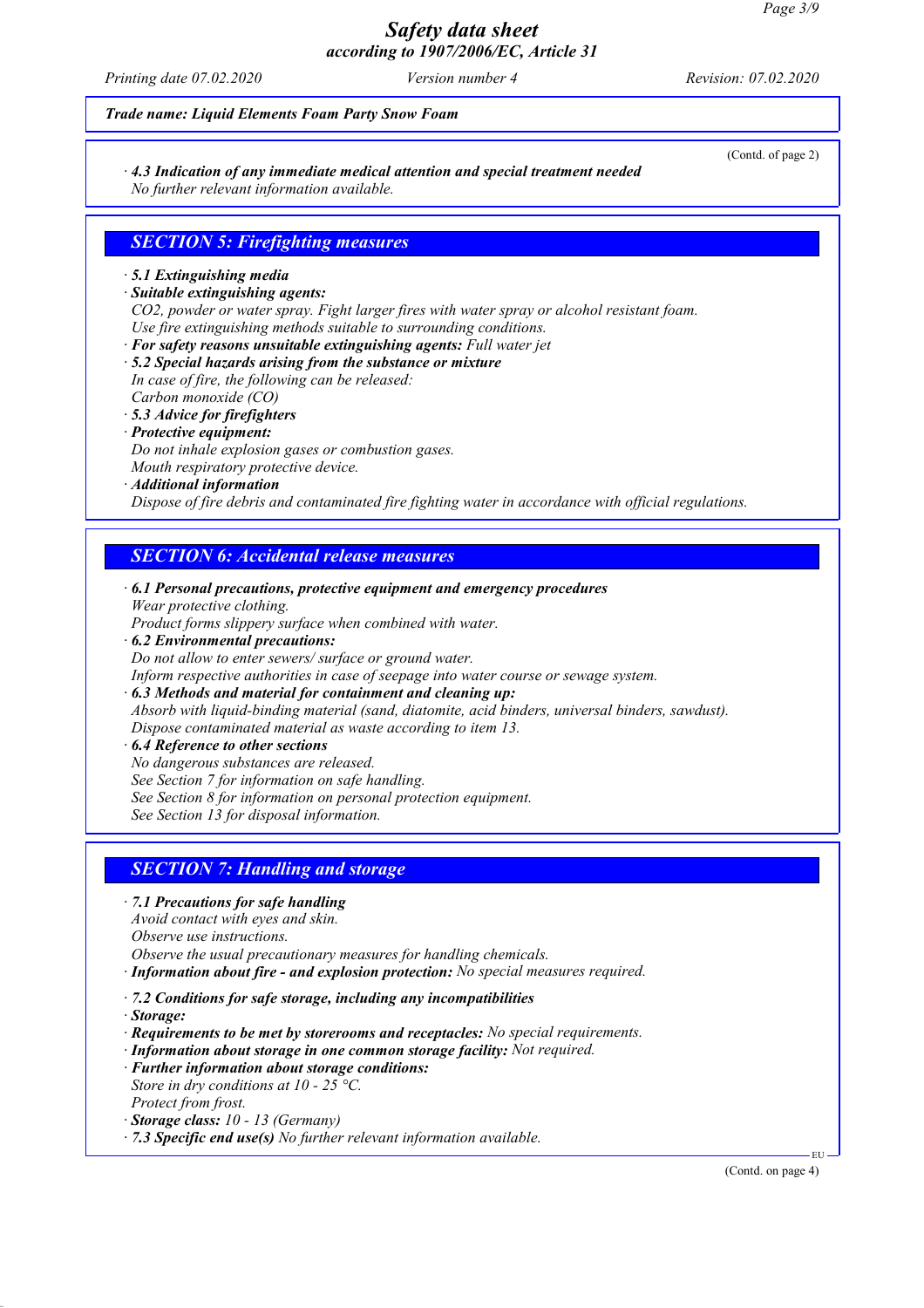*Trade name: Liquid Elements Foam Party Snow Foam*

(Contd. of page 2)

· **4.3 Indication of any immediate medical attention and special treatment needed**
No further relevant information available.

## SECTION 5: Firefighting measures

· **5.1 Extinguishing media**
· **Suitable extinguishing agents:**
CO2, powder or water spray. Fight larger fires with water spray or alcohol resistant foam.
Use fire extinguishing methods suitable to surrounding conditions.
· **For safety reasons unsuitable extinguishing agents:** Full water jet
· **5.2 Special hazards arising from the substance or mixture**
In case of fire, the following can be released:
Carbon monoxide (CO)
· **5.3 Advice for firefighters**
· **Protective equipment:**
Do not inhale explosion gases or combustion gases.
Mouth respiratory protective device.
· **Additional information**
Dispose of fire debris and contaminated fire fighting water in accordance with official regulations.

## SECTION 6: Accidental release measures

· **6.1 Personal precautions, protective equipment and emergency procedures**
Wear protective clothing.
Product forms slippery surface when combined with water.
· **6.2 Environmental precautions:**
Do not allow to enter sewers/ surface or ground water.
Inform respective authorities in case of seepage into water course or sewage system.
· **6.3 Methods and material for containment and cleaning up:**
Absorb with liquid-binding material (sand, diatomite, acid binders, universal binders, sawdust).
Dispose contaminated material as waste according to item 13.
· **6.4 Reference to other sections**
No dangerous substances are released.
See Section 7 for information on safe handling.
See Section 8 for information on personal protection equipment.
See Section 13 for disposal information.

## SECTION 7: Handling and storage

· **7.1 Precautions for safe handling**
Avoid contact with eyes and skin.
Observe use instructions.
Observe the usual precautionary measures for handling chemicals.
· **Information about fire - and explosion protection:** No special measures required.

· **7.2 Conditions for safe storage, including any incompatibilities**
· **Storage:**
· **Requirements to be met by storerooms and receptacles:** No special requirements.
· **Information about storage in one common storage facility:** Not required.
· **Further information about storage conditions:**
Store in dry conditions at 10 - 25 °C.
Protect from frost.
· **Storage class:** 10 - 13 (Germany)
· **7.3 Specific end use(s)** No further relevant information available.

(Contd. on page 4)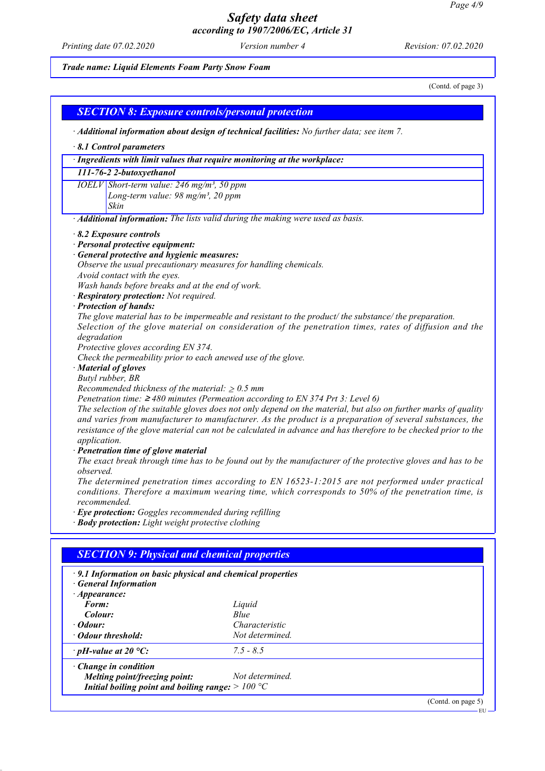Trade name: Liquid Elements Foam Party Snow Foam

(Contd. of page 3)

## SECTION 8: Exposure controls/personal protection

· **Additional information about design of technical facilities:** No further data; see item 7.

· **8.1 Control parameters**

| · Ingredients with limit values that require monitoring at the workplace: | |
|---|---|
| **111-76-2 2-butoxyethanol** | |
| IOELV | Short-term value: 246 mg/m³, 50 ppm<br>Long-term value: 98 mg/m³, 20 ppm<br>Skin |

· **Additional information:** The lists valid during the making were used as basis.

· **8.2 Exposure controls**

· **Personal protective equipment:**

· **General protective and hygienic measures:**
Observe the usual precautionary measures for handling chemicals.
Avoid contact with the eyes.
Wash hands before breaks and at the end of work.

· **Respiratory protection:** Not required.

· **Protection of hands:**
The glove material has to be impermeable and resistant to the product/ the substance/ the preparation.
Selection of the glove material on consideration of the penetration times, rates of diffusion and the degradation
Protective gloves according EN 374.
Check the permeability prior to each anewed use of the glove.

· **Material of gloves**
Butyl rubber, BR
Recommended thickness of the material: ≥ 0.5 mm
Penetration time: ≥ 480 minutes (Permeation according to EN 374 Prt 3: Level 6)
The selection of the suitable gloves does not only depend on the material, but also on further marks of quality and varies from manufacturer to manufacturer. As the product is a preparation of several substances, the resistance of the glove material can not be calculated in advance and has therefore to be checked prior to the application.

· **Penetration time of glove material**
The exact break through time has to be found out by the manufacturer of the protective gloves and has to be observed.
The determined penetration times according to EN 16523-1:2015 are not performed under practical conditions. Therefore a maximum wearing time, which corresponds to 50% of the penetration time, is recommended.

· **Eye protection:** Goggles recommended during refilling

· **Body protection:** Light weight protective clothing

## SECTION 9: Physical and chemical properties

| · 9.1 Information on basic physical and chemical properties | |
|---|---|
| · General Information | |
| · Appearance: | |
| Form: | Liquid |
| Colour: | Blue |
| · Odour: | Characteristic |
| · Odour threshold: | Not determined. |
| · pH-value at 20 °C: | 7.5 - 8.5 |
| · Change in condition | |
| Melting point/freezing point: | Not determined. |
| Initial boiling point and boiling range: | > 100 °C |

(Contd. on page 5)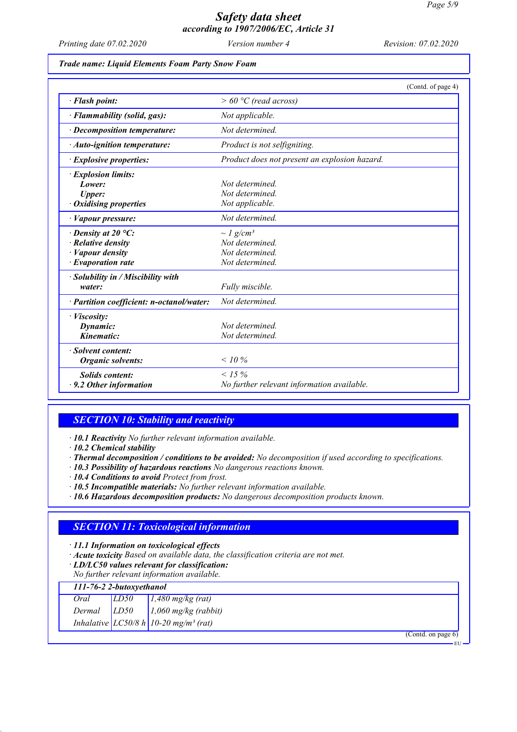*Safety data sheet*
*according to 1907/2006/EC, Article 31*

*Printing date 07.02.2020* *Version number 4* *Revision: 07.02.2020*

***Trade name: Liquid Elements Foam Party Snow Foam***

(Contd. of page 4)

| | |
|---|---|
| · **Flash point:** | > 60 °C (read across) |
| · **Flammability (solid, gas):** | Not applicable. |
| · **Decomposition temperature:** | Not determined. |
| · **Auto-ignition temperature:** | Product is not selfigniting. |
| · **Explosive properties:** | Product does not present an explosion hazard. |
| · **Explosion limits:** | |
| **Lower:** | Not determined. |
| **Upper:** | Not determined. |
| · **Oxidising properties** | Not applicable. |
| · **Vapour pressure:** | Not determined. |
| · **Density at 20 °C:** | ~ 1 g/cm³ |
| · **Relative density** | Not determined. |
| · **Vapour density** | Not determined. |
| · **Evaporation rate** | Not determined. |
| · **Solubility in / Miscibility with water:** | Fully miscible. |
| · **Partition coefficient: n-octanol/water:** | Not determined. |
| · **Viscosity:** | |
| **Dynamic:** | Not determined. |
| **Kinematic:** | Not determined. |
| · **Solvent content:** | |
| **Organic solvents:** | < 10 % |
| **Solids content:** | < 15 % |
| · **9.2 Other information** | No further relevant information available. |

## SECTION 10: Stability and reactivity

· **10.1 Reactivity** No further relevant information available.
· **10.2 Chemical stability**
· **Thermal decomposition / conditions to be avoided:** No decomposition if used according to specifications.
· **10.3 Possibility of hazardous reactions** No dangerous reactions known.
· **10.4 Conditions to avoid** Protect from frost.
· **10.5 Incompatible materials:** No further relevant information available.
· **10.6 Hazardous decomposition products:** No dangerous decomposition products known.

## SECTION 11: Toxicological information

· **11.1 Information on toxicological effects**
· **Acute toxicity** Based on available data, the classification criteria are not met.
· **LD/LC50 values relevant for classification:**
No further relevant information available.

| **111-76-2 2-butoxyethanol** | | |
|---|---|---|
| Oral | LD50 | 1,480 mg/kg (rat) |
| Dermal | LD50 | 1,060 mg/kg (rabbit) |
| Inhalative | LC50/8 h | 10-20 mg/m³ (rat) |

(Contd. on page 6)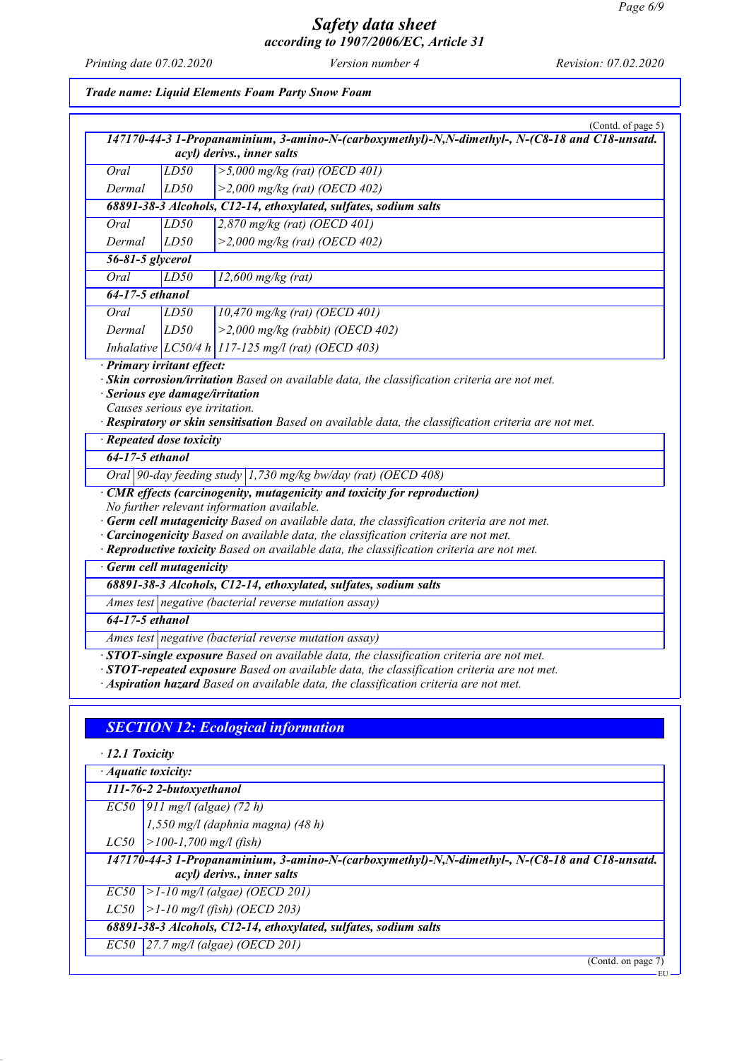*Trade name: Liquid Elements Foam Party Snow Foam*

(Contd. of page 5)

| | | |
|---|---|---|
| **147170-44-3 1-Propanaminium, 3-amino-N-(carboxymethyl)-N,N-dimethyl-, N-(C8-18 and C18-unsatd. acyl) derivs., inner salts** | | |
| Oral | LD50 | >5,000 mg/kg (rat) (OECD 401) |
| Dermal | LD50 | >2,000 mg/kg (rat) (OECD 402) |
| **68891-38-3 Alcohols, C12-14, ethoxylated, sulfates, sodium salts** | | |
| Oral | LD50 | 2,870 mg/kg (rat) (OECD 401) |
| Dermal | LD50 | >2,000 mg/kg (rat) (OECD 402) |
| **56-81-5 glycerol** | | |
| Oral | LD50 | 12,600 mg/kg (rat) |
| **64-17-5 ethanol** | | |
| Oral | LD50 | 10,470 mg/kg (rat) (OECD 401) |
| Dermal | LD50 | >2,000 mg/kg (rabbit) (OECD 402) |
| Inhalative | LC50/4 h | 117-125 mg/l (rat) (OECD 403) |

· **Primary irritant effect:**
· **Skin corrosion/irritation** Based on available data, the classification criteria are not met.
· **Serious eye damage/irritation**
Causes serious eye irritation.
· **Respiratory or skin sensitisation** Based on available data, the classification criteria are not met.

| · Repeated dose toxicity | | |
|---|---|---|
| **64-17-5 ethanol** | | |
| Oral | 90-day feeding study | 1,730 mg/kg bw/day (rat) (OECD 408) |

· **CMR effects (carcinogenity, mutagenicity and toxicity for reproduction)**
No further relevant information available.
· **Germ cell mutagenicity** Based on available data, the classification criteria are not met.
· **Carcinogenicity** Based on available data, the classification criteria are not met.
· **Reproductive toxicity** Based on available data, the classification criteria are not met.

| · Germ cell mutagenicity | |
|---|---|
| **68891-38-3 Alcohols, C12-14, ethoxylated, sulfates, sodium salts** | |
| Ames test | negative (bacterial reverse mutation assay) |
| **64-17-5 ethanol** | |
| Ames test | negative (bacterial reverse mutation assay) |

· **STOT-single exposure** Based on available data, the classification criteria are not met.
· **STOT-repeated exposure** Based on available data, the classification criteria are not met.
· **Aspiration hazard** Based on available data, the classification criteria are not met.

## SECTION 12: Ecological information

· **12.1 Toxicity**

| · Aquatic toxicity: | |
|---|---|
| **111-76-2 2-butoxyethanol** | |
| EC50 | 911 mg/l (algae) (72 h) |
| | 1,550 mg/l (daphnia magna) (48 h) |
| LC50 | >100-1,700 mg/l (fish) |
| **147170-44-3 1-Propanaminium, 3-amino-N-(carboxymethyl)-N,N-dimethyl-, N-(C8-18 and C18-unsatd. acyl) derivs., inner salts** | |
| EC50 | >1-10 mg/l (algae) (OECD 201) |
| LC50 | >1-10 mg/l (fish) (OECD 203) |
| **68891-38-3 Alcohols, C12-14, ethoxylated, sulfates, sodium salts** | |
| EC50 | 27.7 mg/l (algae) (OECD 201) |

(Contd. on page 7)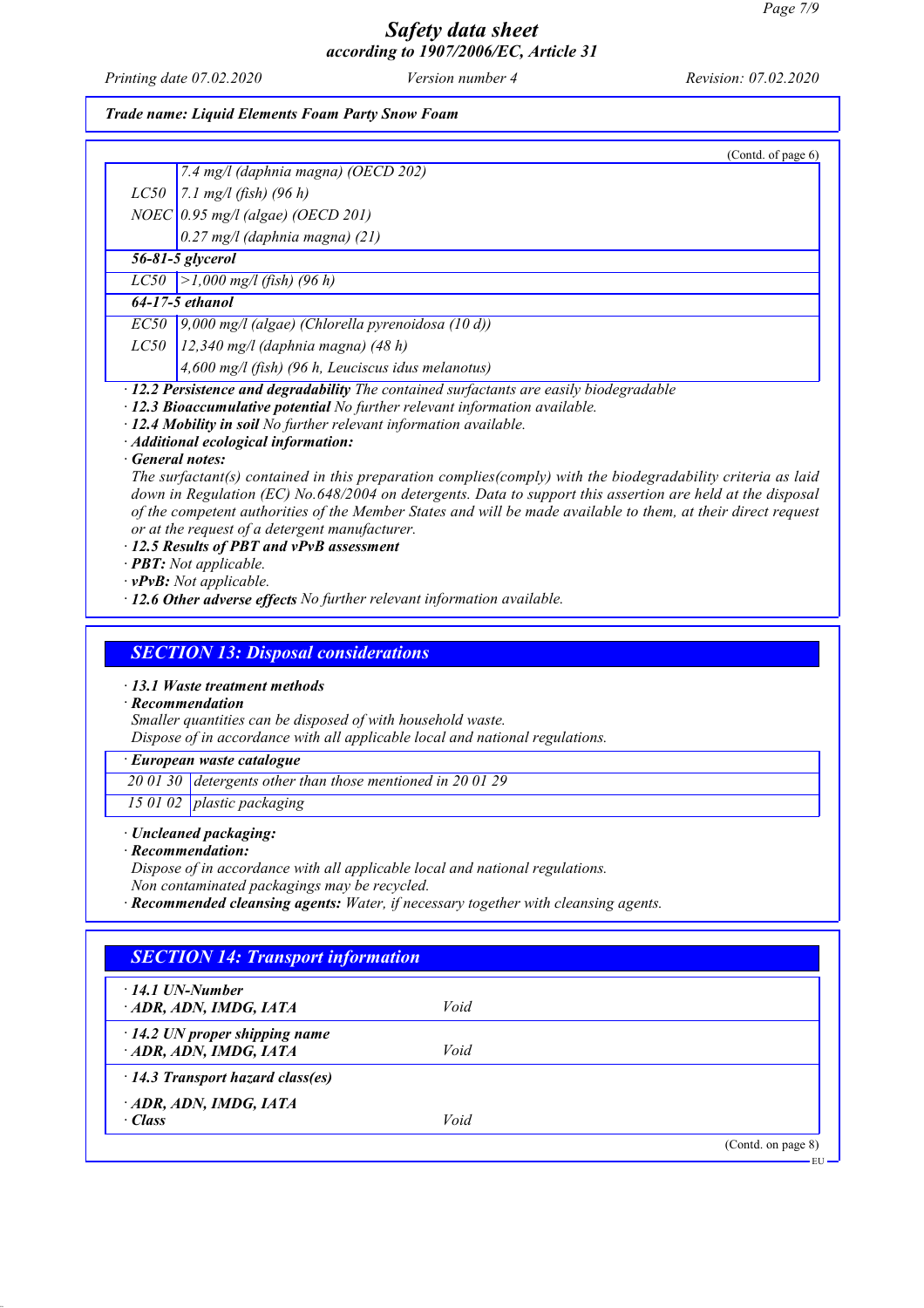(Contd. of page 6)

| | |
|---|---|
| | 7.4 mg/l (daphnia magna) (OECD 202) |
| LC50 | 7.1 mg/l (fish) (96 h) |
| NOEC | 0.95 mg/l (algae) (OECD 201) |
| | 0.27 mg/l (daphnia magna) (21) |
| **56-81-5 glycerol** | |
| LC50 | >1,000 mg/l (fish) (96 h) |
| **64-17-5 ethanol** | |
| EC50 | 9,000 mg/l (algae) (Chlorella pyrenoidosa (10 d)) |
| LC50 | 12,340 mg/l (daphnia magna) (48 h) |
| | 4,600 mg/l (fish) (96 h, Leuciscus idus melanotus) |

· **12.2 Persistence and degradability** The contained surfactants are easily biodegradable
· **12.3 Bioaccumulative potential** No further relevant information available.
· **12.4 Mobility in soil** No further relevant information available.
· **Additional ecological information:**
· **General notes:**
The surfactant(s) contained in this preparation complies(comply) with the biodegradability criteria as laid down in Regulation (EC) No.648/2004 on detergents. Data to support this assertion are held at the disposal of the competent authorities of the Member States and will be made available to them, at their direct request or at the request of a detergent manufacturer.
· **12.5 Results of PBT and vPvB assessment**
· **PBT:** Not applicable.
· **vPvB:** Not applicable.
· **12.6 Other adverse effects** No further relevant information available.

## SECTION 13: Disposal considerations

· **13.1 Waste treatment methods**
· **Recommendation**
Smaller quantities can be disposed of with household waste.
Dispose of in accordance with all applicable local and national regulations.

| · European waste catalogue | |
|---|---|
| 20 01 30 | detergents other than those mentioned in 20 01 29 |
| 15 01 02 | plastic packaging |

· **Uncleaned packaging:**
· **Recommendation:**
Dispose of in accordance with all applicable local and national regulations.
Non contaminated packagings may be recycled.
· **Recommended cleansing agents:** Water, if necessary together with cleansing agents.

## SECTION 14: Transport information

| | |
|---|---|
| · **14.1 UN-Number**<br>· **ADR, ADN, IMDG, IATA** | Void |
| · **14.2 UN proper shipping name**<br>· **ADR, ADN, IMDG, IATA** | Void |
| · **14.3 Transport hazard class(es)** | |
| · **ADR, ADN, IMDG, IATA**<br>· **Class** | Void |

(Contd. on page 8)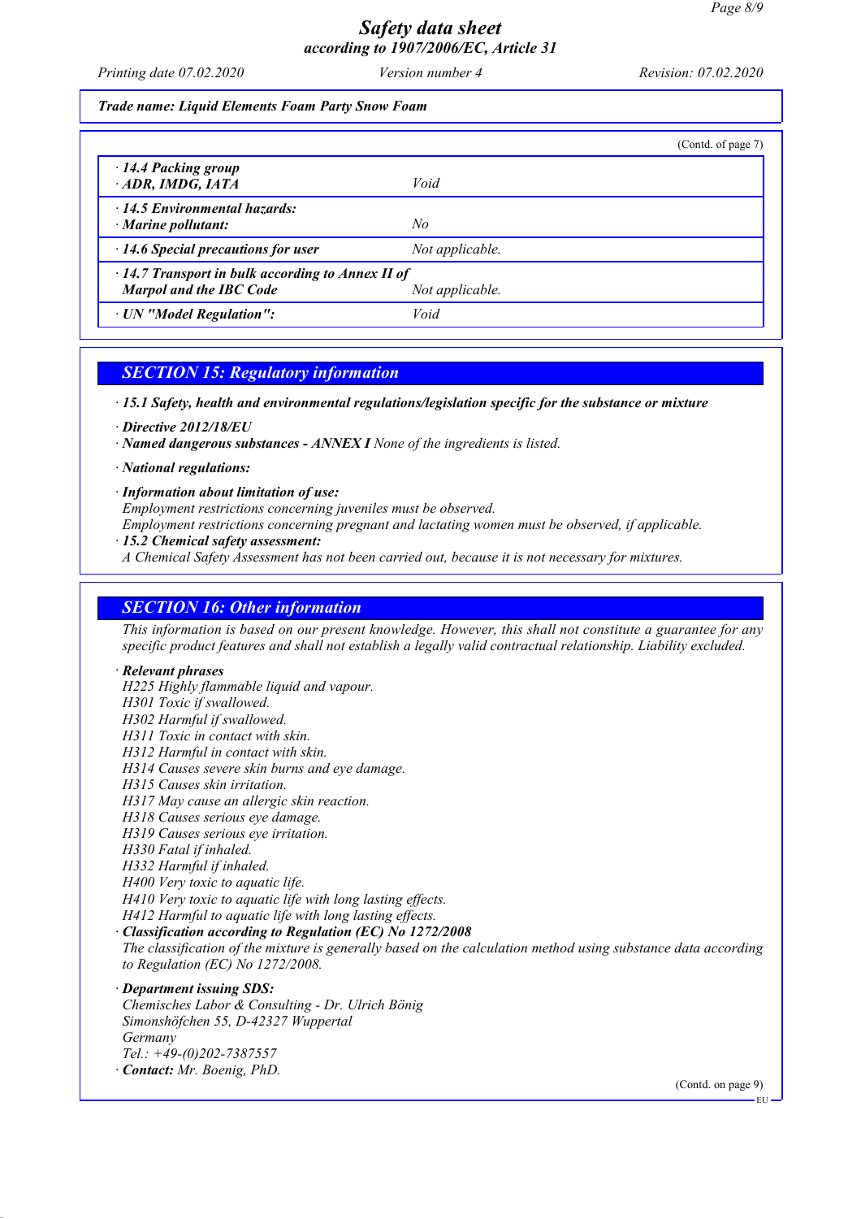**Trade name: Liquid Elements Foam Party Snow Foam**

(Contd. of page 7)

| | |
|---|---|
| · **14.4 Packing group** · **ADR, IMDG, IATA** | Void |
| · **14.5 Environmental hazards:** · **Marine pollutant:** | No |
| · **14.6 Special precautions for user** | Not applicable. |
| · **14.7 Transport in bulk according to Annex II of Marpol and the IBC Code** | Not applicable. |
| · **UN "Model Regulation":** | Void |

## SECTION 15: Regulatory information

· **15.1 Safety, health and environmental regulations/legislation specific for the substance or mixture**

· **Directive 2012/18/EU**
· **Named dangerous substances - ANNEX I** None of the ingredients is listed.

· **National regulations:**

· **Information about limitation of use:**
Employment restrictions concerning juveniles must be observed.
Employment restrictions concerning pregnant and lactating women must be observed, if applicable.
· **15.2 Chemical safety assessment:**
A Chemical Safety Assessment has not been carried out, because it is not necessary for mixtures.

## SECTION 16: Other information

This information is based on our present knowledge. However, this shall not constitute a guarantee for any specific product features and shall not establish a legally valid contractual relationship. Liability excluded.

· **Relevant phrases**
H225 Highly flammable liquid and vapour.
H301 Toxic if swallowed.
H302 Harmful if swallowed.
H311 Toxic in contact with skin.
H312 Harmful in contact with skin.
H314 Causes severe skin burns and eye damage.
H315 Causes skin irritation.
H317 May cause an allergic skin reaction.
H318 Causes serious eye damage.
H319 Causes serious eye irritation.
H330 Fatal if inhaled.
H332 Harmful if inhaled.
H400 Very toxic to aquatic life.
H410 Very toxic to aquatic life with long lasting effects.
H412 Harmful to aquatic life with long lasting effects.
· **Classification according to Regulation (EC) No 1272/2008**
The classification of the mixture is generally based on the calculation method using substance data according to Regulation (EC) No 1272/2008.

· **Department issuing SDS:**
Chemisches Labor & Consulting - Dr. Ulrich Bönig
Simonshöfchen 55, D-42327 Wuppertal
Germany
Tel.: +49-(0)202-7387557
· **Contact:** Mr. Boenig, PhD.

(Contd. on page 9)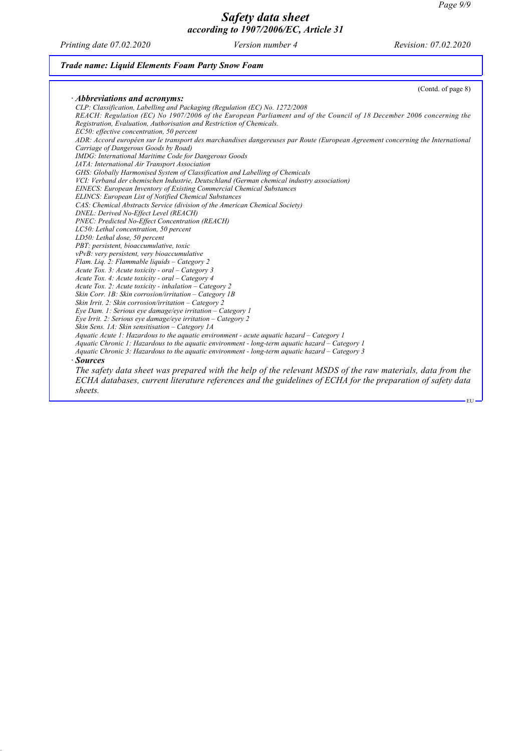## Safety data sheet
### according to 1907/2006/EC, Article 31

Printing date 07.02.2020 | Version number 4 | Revision: 07.02.2020

### Trade name: Liquid Elements Foam Party Snow Foam

(Contd. of page 8)

· **Abbreviations and acronyms:**

*CLP: Classification, Labelling and Packaging (Regulation (EC) No. 1272/2008*
*REACH: Regulation (EC) No 1907/2006 of the European Parliament and of the Council of 18 December 2006 concerning the Registration, Evaluation, Authorisation and Restriction of Chemicals.*
*EC50: effective concentration, 50 percent*
*ADR: Accord européen sur le transport des marchandises dangereuses par Route (European Agreement concerning the International Carriage of Dangerous Goods by Road)*
*IMDG: International Maritime Code for Dangerous Goods*
*IATA: International Air Transport Association*
*GHS: Globally Harmonised System of Classification and Labelling of Chemicals*
*VCI: Verband der chemischen Industrie, Deutschland (German chemical industry association)*
*EINECS: European Inventory of Existing Commercial Chemical Substances*
*ELINCS: European List of Notified Chemical Substances*
*CAS: Chemical Abstracts Service (division of the American Chemical Society)*
*DNEL: Derived No-Effect Level (REACH)*
*PNEC: Predicted No-Effect Concentration (REACH)*
*LC50: Lethal concentration, 50 percent*
*LD50: Lethal dose, 50 percent*
*PBT: persistent, bioaccumulative, toxic*
*vPvB: very persistent, very bioaccumulative*
*Flam. Liq. 2: Flammable liquids – Category 2*
*Acute Tox. 3: Acute toxicity - oral – Category 3*
*Acute Tox. 4: Acute toxicity - oral – Category 4*
*Acute Tox. 2: Acute toxicity - inhalation – Category 2*
*Skin Corr. 1B: Skin corrosion/irritation – Category 1B*
*Skin Irrit. 2: Skin corrosion/irritation – Category 2*
*Eye Dam. 1: Serious eye damage/eye irritation – Category 1*
*Eye Irrit. 2: Serious eye damage/eye irritation – Category 2*
*Skin Sens. 1A: Skin sensitisation – Category 1A*
*Aquatic Acute 1: Hazardous to the aquatic environment - acute aquatic hazard – Category 1*
*Aquatic Chronic 1: Hazardous to the aquatic environment - long-term aquatic hazard – Category 1*
*Aquatic Chronic 3: Hazardous to the aquatic environment - long-term aquatic hazard – Category 3*

· **Sources**

*The safety data sheet was prepared with the help of the relevant MSDS of the raw materials, data from the ECHA databases, current literature references and the guidelines of ECHA for the preparation of safety data sheets.*

EU